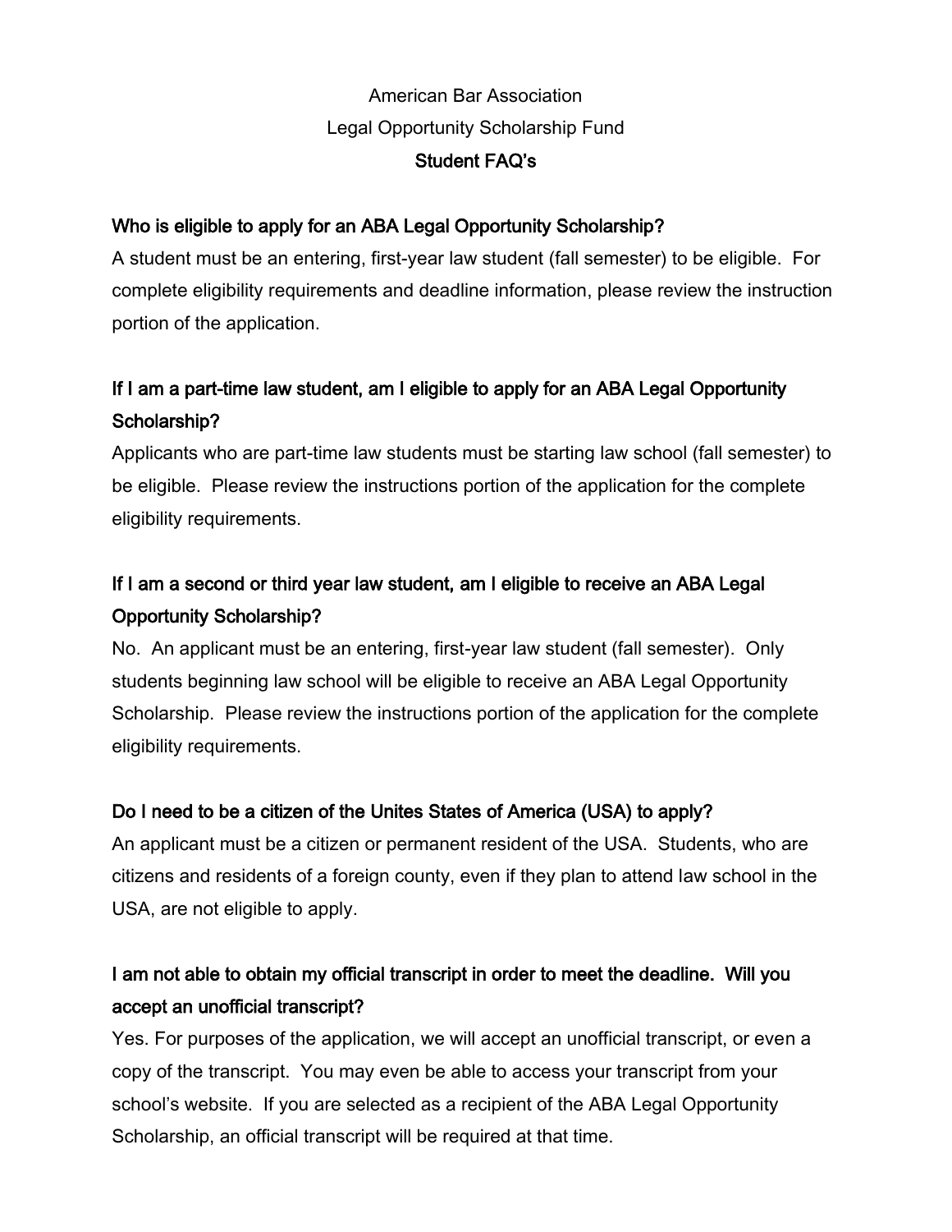# American Bar Association
# Legal Opportunity Scholarship Fund
## Student FAQ's

### Who is eligible to apply for an ABA Legal Opportunity Scholarship?

A student must be an entering, first-year law student (fall semester) to be eligible. For complete eligibility requirements and deadline information, please review the instruction portion of the application.

### If I am a part-time law student, am I eligible to apply for an ABA Legal Opportunity Scholarship?

Applicants who are part-time law students must be starting law school (fall semester) to be eligible. Please review the instructions portion of the application for the complete eligibility requirements.

### If I am a second or third year law student, am I eligible to receive an ABA Legal Opportunity Scholarship?

No. An applicant must be an entering, first-year law student (fall semester). Only students beginning law school will be eligible to receive an ABA Legal Opportunity Scholarship. Please review the instructions portion of the application for the complete eligibility requirements.

### Do I need to be a citizen of the Unites States of America (USA) to apply?

An applicant must be a citizen or permanent resident of the USA. Students, who are citizens and residents of a foreign county, even if they plan to attend law school in the USA, are not eligible to apply.

### I am not able to obtain my official transcript in order to meet the deadline. Will you accept an unofficial transcript?

Yes. For purposes of the application, we will accept an unofficial transcript, or even a copy of the transcript. You may even be able to access your transcript from your school's website. If you are selected as a recipient of the ABA Legal Opportunity Scholarship, an official transcript will be required at that time.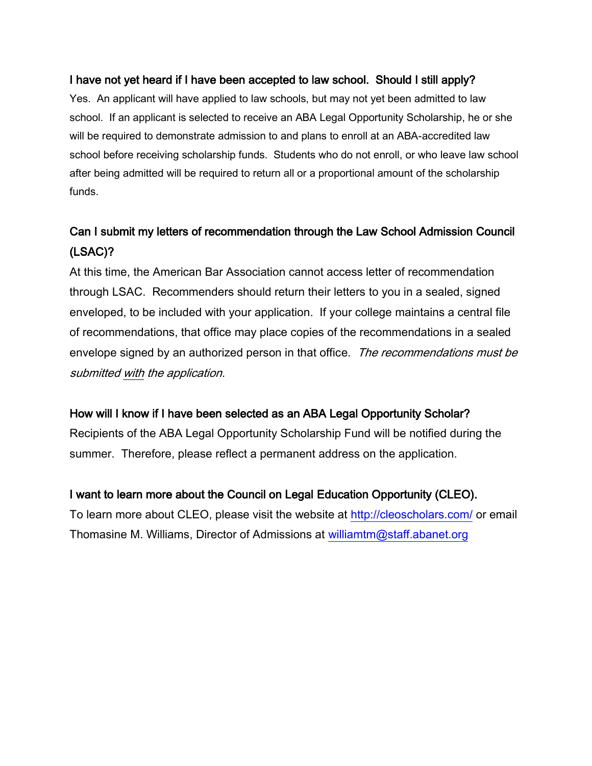**I have not yet heard if I have been accepted to law school. Should I still apply?**

Yes. An applicant will have applied to law schools, but may not yet been admitted to law school. If an applicant is selected to receive an ABA Legal Opportunity Scholarship, he or she will be required to demonstrate admission to and plans to enroll at an ABA-accredited law school before receiving scholarship funds. Students who do not enroll, or who leave law school after being admitted will be required to return all or a proportional amount of the scholarship funds.

**Can I submit my letters of recommendation through the Law School Admission Council (LSAC)?**

At this time, the American Bar Association cannot access letter of recommendation through LSAC. Recommenders should return their letters to you in a sealed, signed enveloped, to be included with your application. If your college maintains a central file of recommendations, that office may place copies of the recommendations in a sealed envelope signed by an authorized person in that office. *The recommendations must be submitted <u>with</u> the application.*

**How will I know if I have been selected as an ABA Legal Opportunity Scholar?**

Recipients of the ABA Legal Opportunity Scholarship Fund will be notified during the summer. Therefore, please reflect a permanent address on the application.

**I want to learn more about the Council on Legal Education Opportunity (CLEO).**

To learn more about CLEO, please visit the website at http://cleoscholars.com/ or email Thomasine M. Williams, Director of Admissions at williamtm@staff.abanet.org